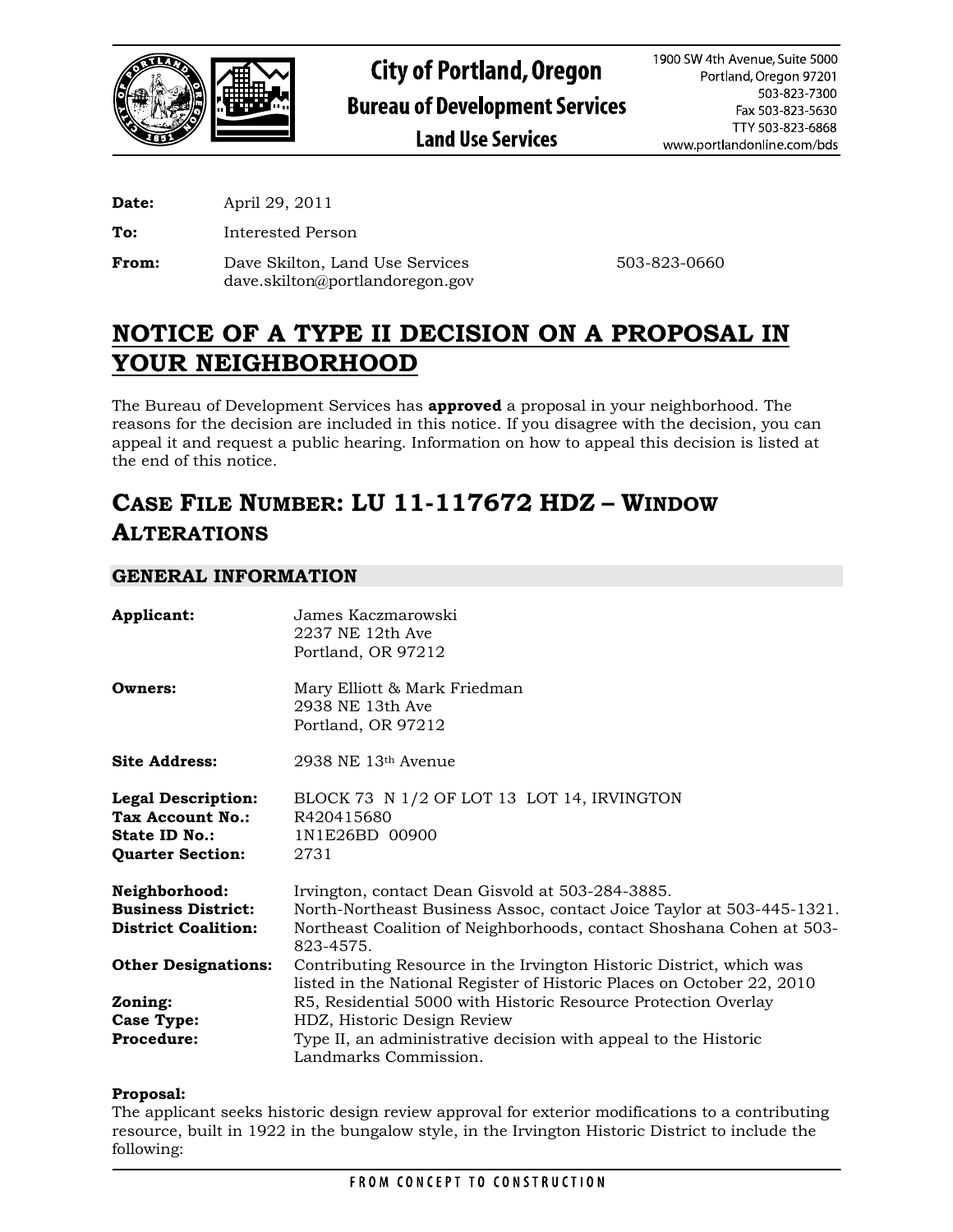# City of Portland, Oregon
## Bureau of Development Services
### Land Use Services

1900 SW 4th Avenue, Suite 5000
Portland, Oregon 97201
503-823-7300
Fax 503-823-5630
TTY 503-823-6868
www.portlandonline.com/bds

**Date:** April 29, 2011

**To:** Interested Person

**From:** Dave Skilton, Land Use Services 503-823-0660
dave.skilton@portlandoregon.gov

# NOTICE OF A TYPE II DECISION ON A PROPOSAL IN YOUR NEIGHBORHOOD

The Bureau of Development Services has **approved** a proposal in your neighborhood. The reasons for the decision are included in this notice. If you disagree with the decision, you can appeal it and request a public hearing. Information on how to appeal this decision is listed at the end of this notice.

# CASE FILE NUMBER: LU 11-117672 HDZ – WINDOW ALTERATIONS

## GENERAL INFORMATION

**Applicant:** James Kaczmarowski
2237 NE 12th Ave
Portland, OR 97212

**Owners:** Mary Elliott & Mark Friedman
2938 NE 13th Ave
Portland, OR 97212

**Site Address:** 2938 NE 13th Avenue

**Legal Description:** BLOCK 73 N 1/2 OF LOT 13 LOT 14, IRVINGTON
**Tax Account No.:** R420415680
**State ID No.:** 1N1E26BD 00900
**Quarter Section:** 2731

**Neighborhood:** Irvington, contact Dean Gisvold at 503-284-3885.
**Business District:** North-Northeast Business Assoc, contact Joice Taylor at 503-445-1321.
**District Coalition:** Northeast Coalition of Neighborhoods, contact Shoshana Cohen at 503-823-4575.
**Other Designations:** Contributing Resource in the Irvington Historic District, which was listed in the National Register of Historic Places on October 22, 2010
**Zoning:** R5, Residential 5000 with Historic Resource Protection Overlay
**Case Type:** HDZ, Historic Design Review
**Procedure:** Type II, an administrative decision with appeal to the Historic Landmarks Commission.

**Proposal:**
The applicant seeks historic design review approval for exterior modifications to a contributing resource, built in 1922 in the bungalow style, in the Irvington Historic District to include the following: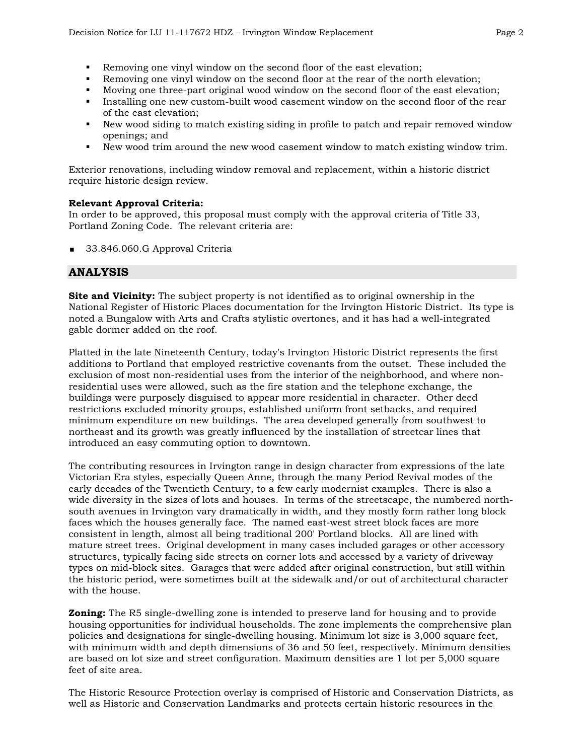- Removing one vinyl window on the second floor of the east elevation;
- Removing one vinyl window on the second floor at the rear of the north elevation;
- Moving one three-part original wood window on the second floor of the east elevation;
- Installing one new custom-built wood casement window on the second floor of the rear of the east elevation;
- New wood siding to match existing siding in profile to patch and repair removed window openings; and
- New wood trim around the new wood casement window to match existing window trim.

Exterior renovations, including window removal and replacement, within a historic district require historic design review.

**Relevant Approval Criteria:**
In order to be approved, this proposal must comply with the approval criteria of Title 33, Portland Zoning Code. The relevant criteria are:

- 33.846.060.G Approval Criteria

## ANALYSIS

**Site and Vicinity:** The subject property is not identified as to original ownership in the National Register of Historic Places documentation for the Irvington Historic District. Its type is noted a Bungalow with Arts and Crafts stylistic overtones, and it has had a well-integrated gable dormer added on the roof.

Platted in the late Nineteenth Century, today's Irvington Historic District represents the first additions to Portland that employed restrictive covenants from the outset. These included the exclusion of most non-residential uses from the interior of the neighborhood, and where non-residential uses were allowed, such as the fire station and the telephone exchange, the buildings were purposely disguised to appear more residential in character. Other deed restrictions excluded minority groups, established uniform front setbacks, and required minimum expenditure on new buildings. The area developed generally from southwest to northeast and its growth was greatly influenced by the installation of streetcar lines that introduced an easy commuting option to downtown.

The contributing resources in Irvington range in design character from expressions of the late Victorian Era styles, especially Queen Anne, through the many Period Revival modes of the early decades of the Twentieth Century, to a few early modernist examples. There is also a wide diversity in the sizes of lots and houses. In terms of the streetscape, the numbered north-south avenues in Irvington vary dramatically in width, and they mostly form rather long block faces which the houses generally face. The named east-west street block faces are more consistent in length, almost all being traditional 200' Portland blocks. All are lined with mature street trees. Original development in many cases included garages or other accessory structures, typically facing side streets on corner lots and accessed by a variety of driveway types on mid-block sites. Garages that were added after original construction, but still within the historic period, were sometimes built at the sidewalk and/or out of architectural character with the house.

**Zoning:** The R5 single-dwelling zone is intended to preserve land for housing and to provide housing opportunities for individual households. The zone implements the comprehensive plan policies and designations for single-dwelling housing. Minimum lot size is 3,000 square feet, with minimum width and depth dimensions of 36 and 50 feet, respectively. Minimum densities are based on lot size and street configuration. Maximum densities are 1 lot per 5,000 square feet of site area.

The Historic Resource Protection overlay is comprised of Historic and Conservation Districts, as well as Historic and Conservation Landmarks and protects certain historic resources in the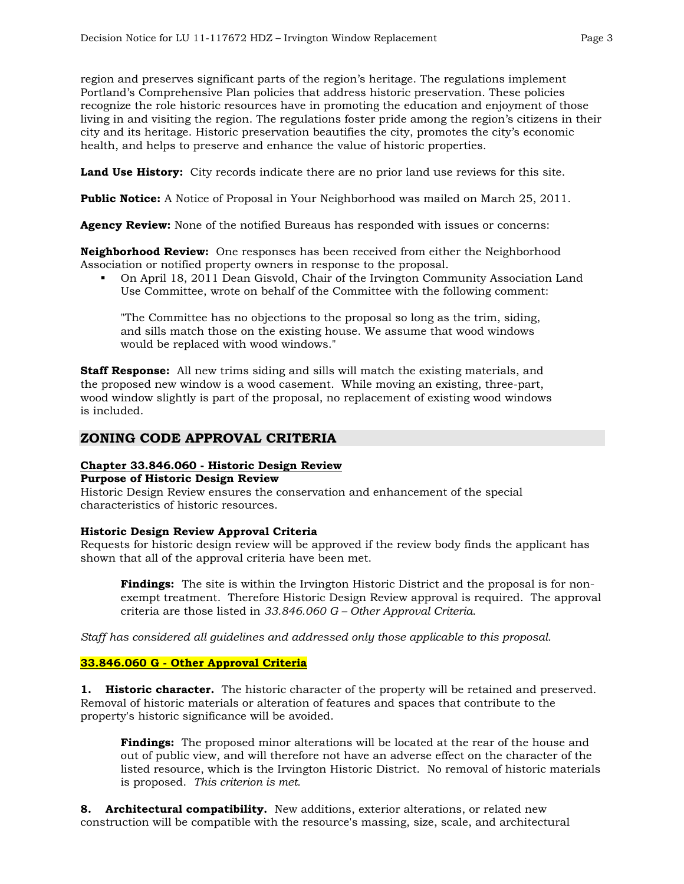region and preserves significant parts of the region's heritage. The regulations implement Portland's Comprehensive Plan policies that address historic preservation. These policies recognize the role historic resources have in promoting the education and enjoyment of those living in and visiting the region. The regulations foster pride among the region's citizens in their city and its heritage. Historic preservation beautifies the city, promotes the city's economic health, and helps to preserve and enhance the value of historic properties.

**Land Use History:** City records indicate there are no prior land use reviews for this site.

**Public Notice:** A Notice of Proposal in Your Neighborhood was mailed on March 25, 2011.

**Agency Review:** None of the notified Bureaus has responded with issues or concerns:

**Neighborhood Review:** One responses has been received from either the Neighborhood Association or notified property owners in response to the proposal.

- On April 18, 2011 Dean Gisvold, Chair of the Irvington Community Association Land Use Committee, wrote on behalf of the Committee with the following comment:

  "The Committee has no objections to the proposal so long as the trim, siding, and sills match those on the existing house. We assume that wood windows would be replaced with wood windows."

**Staff Response:** All new trims siding and sills will match the existing materials, and the proposed new window is a wood casement. While moving an existing, three-part, wood window slightly is part of the proposal, no replacement of existing wood windows is included.

## ZONING CODE APPROVAL CRITERIA

**Chapter 33.846.060 - Historic Design Review**

**Purpose of Historic Design Review**

Historic Design Review ensures the conservation and enhancement of the special characteristics of historic resources.

**Historic Design Review Approval Criteria**

Requests for historic design review will be approved if the review body finds the applicant has shown that all of the approval criteria have been met.

> **Findings:** The site is within the Irvington Historic District and the proposal is for non-exempt treatment. Therefore Historic Design Review approval is required. The approval criteria are those listed in *33.846.060 G – Other Approval Criteria*.

*Staff has considered all guidelines and addressed only those applicable to this proposal.*

**33.846.060 G - Other Approval Criteria**

**1. Historic character.** The historic character of the property will be retained and preserved. Removal of historic materials or alteration of features and spaces that contribute to the property's historic significance will be avoided.

> **Findings:** The proposed minor alterations will be located at the rear of the house and out of public view, and will therefore not have an adverse effect on the character of the listed resource, which is the Irvington Historic District. No removal of historic materials is proposed. *This criterion is met.*

**8. Architectural compatibility.** New additions, exterior alterations, or related new construction will be compatible with the resource's massing, size, scale, and architectural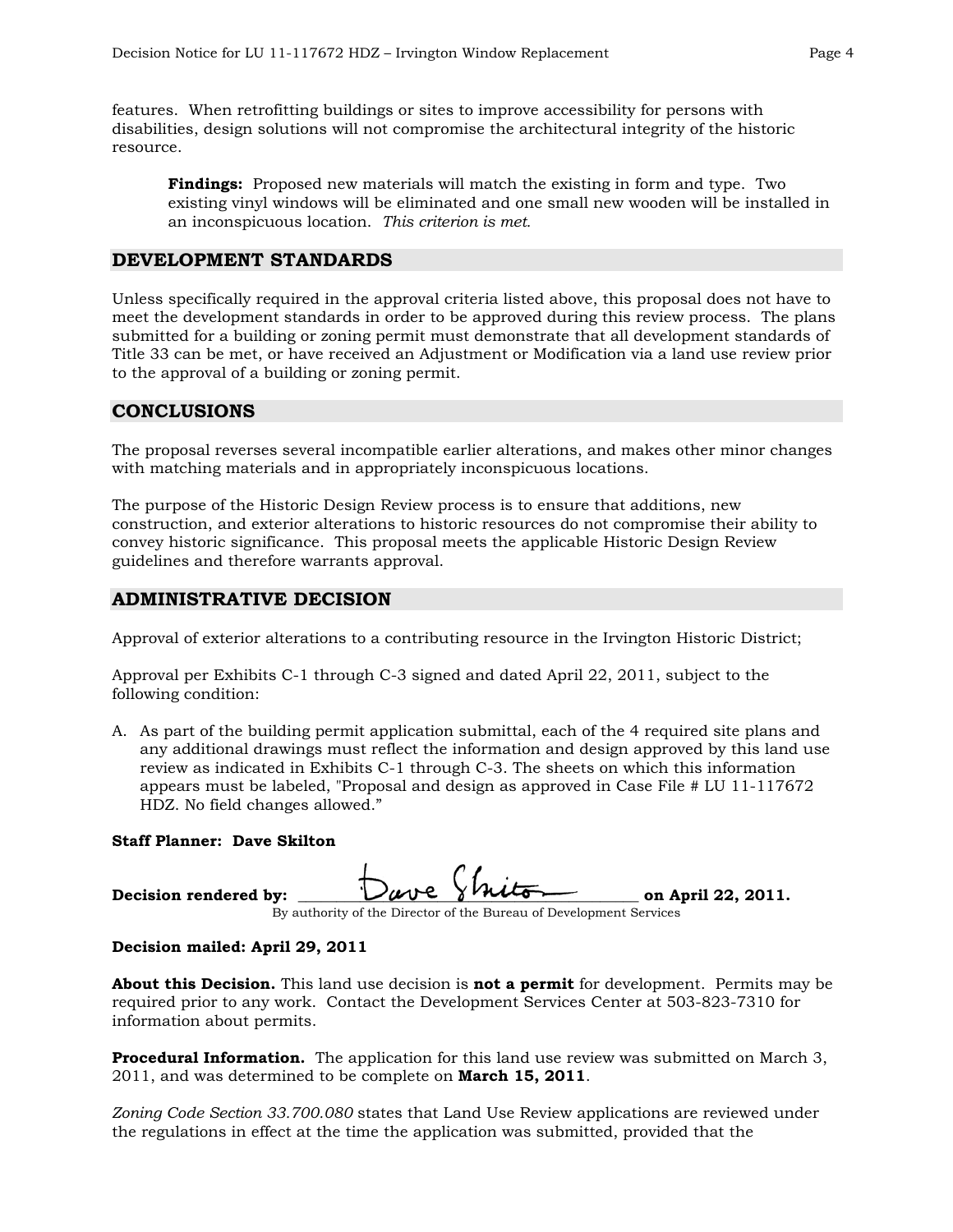features. When retrofitting buildings or sites to improve accessibility for persons with disabilities, design solutions will not compromise the architectural integrity of the historic resource.

> **Findings:** Proposed new materials will match the existing in form and type. Two existing vinyl windows will be eliminated and one small new wooden will be installed in an inconspicuous location. *This criterion is met.*

## DEVELOPMENT STANDARDS

Unless specifically required in the approval criteria listed above, this proposal does not have to meet the development standards in order to be approved during this review process. The plans submitted for a building or zoning permit must demonstrate that all development standards of Title 33 can be met, or have received an Adjustment or Modification via a land use review prior to the approval of a building or zoning permit.

## CONCLUSIONS

The proposal reverses several incompatible earlier alterations, and makes other minor changes with matching materials and in appropriately inconspicuous locations.

The purpose of the Historic Design Review process is to ensure that additions, new construction, and exterior alterations to historic resources do not compromise their ability to convey historic significance. This proposal meets the applicable Historic Design Review guidelines and therefore warrants approval.

## ADMINISTRATIVE DECISION

Approval of exterior alterations to a contributing resource in the Irvington Historic District;

Approval per Exhibits C-1 through C-3 signed and dated April 22, 2011, subject to the following condition:

A. As part of the building permit application submittal, each of the 4 required site plans and any additional drawings must reflect the information and design approved by this land use review as indicated in Exhibits C-1 through C-3. The sheets on which this information appears must be labeled, "Proposal and design as approved in Case File # LU 11-117672 HDZ. No field changes allowed."

**Staff Planner: Dave Skilton**

**Decision rendered by:** ______Dave Skilton______ **on April 22, 2011.**
By authority of the Director of the Bureau of Development Services

**Decision mailed: April 29, 2011**

**About this Decision.** This land use decision is **not a permit** for development. Permits may be required prior to any work. Contact the Development Services Center at 503-823-7310 for information about permits.

**Procedural Information.** The application for this land use review was submitted on March 3, 2011, and was determined to be complete on **March 15, 2011**.

*Zoning Code Section 33.700.080* states that Land Use Review applications are reviewed under the regulations in effect at the time the application was submitted, provided that the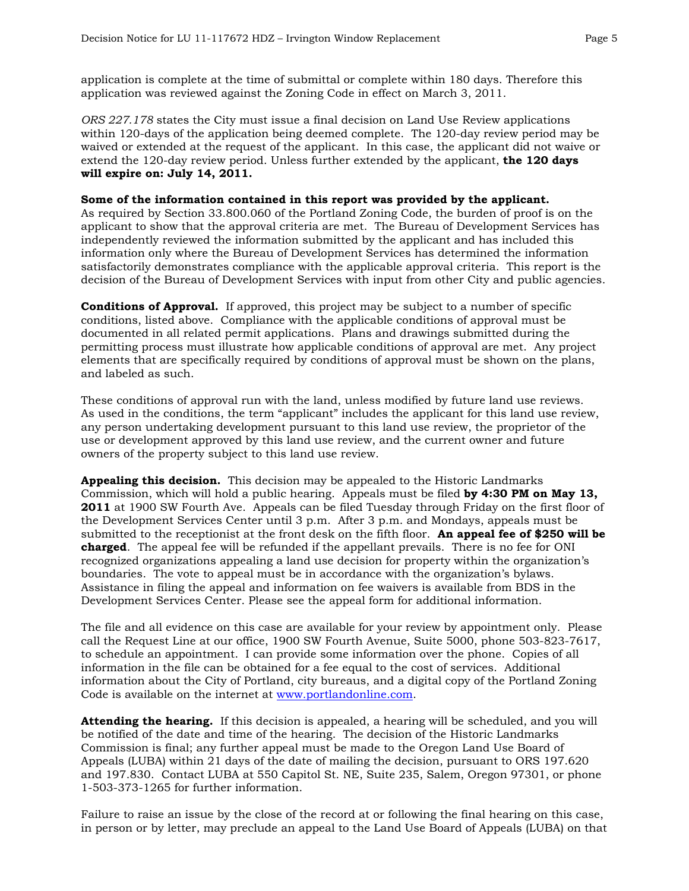application is complete at the time of submittal or complete within 180 days. Therefore this application was reviewed against the Zoning Code in effect on March 3, 2011.

*ORS 227.178* states the City must issue a final decision on Land Use Review applications within 120-days of the application being deemed complete. The 120-day review period may be waived or extended at the request of the applicant. In this case, the applicant did not waive or extend the 120-day review period. Unless further extended by the applicant, **the 120 days will expire on: July 14, 2011.**

**Some of the information contained in this report was provided by the applicant.**
As required by Section 33.800.060 of the Portland Zoning Code, the burden of proof is on the applicant to show that the approval criteria are met. The Bureau of Development Services has independently reviewed the information submitted by the applicant and has included this information only where the Bureau of Development Services has determined the information satisfactorily demonstrates compliance with the applicable approval criteria. This report is the decision of the Bureau of Development Services with input from other City and public agencies.

**Conditions of Approval.** If approved, this project may be subject to a number of specific conditions, listed above. Compliance with the applicable conditions of approval must be documented in all related permit applications. Plans and drawings submitted during the permitting process must illustrate how applicable conditions of approval are met. Any project elements that are specifically required by conditions of approval must be shown on the plans, and labeled as such.

These conditions of approval run with the land, unless modified by future land use reviews. As used in the conditions, the term "applicant" includes the applicant for this land use review, any person undertaking development pursuant to this land use review, the proprietor of the use or development approved by this land use review, and the current owner and future owners of the property subject to this land use review.

**Appealing this decision.** This decision may be appealed to the Historic Landmarks Commission, which will hold a public hearing. Appeals must be filed **by 4:30 PM on May 13, 2011** at 1900 SW Fourth Ave. Appeals can be filed Tuesday through Friday on the first floor of the Development Services Center until 3 p.m. After 3 p.m. and Mondays, appeals must be submitted to the receptionist at the front desk on the fifth floor. **An appeal fee of $250 will be charged**. The appeal fee will be refunded if the appellant prevails. There is no fee for ONI recognized organizations appealing a land use decision for property within the organization's boundaries. The vote to appeal must be in accordance with the organization's bylaws. Assistance in filing the appeal and information on fee waivers is available from BDS in the Development Services Center. Please see the appeal form for additional information.

The file and all evidence on this case are available for your review by appointment only. Please call the Request Line at our office, 1900 SW Fourth Avenue, Suite 5000, phone 503-823-7617, to schedule an appointment. I can provide some information over the phone. Copies of all information in the file can be obtained for a fee equal to the cost of services. Additional information about the City of Portland, city bureaus, and a digital copy of the Portland Zoning Code is available on the internet at www.portlandonline.com.

**Attending the hearing.** If this decision is appealed, a hearing will be scheduled, and you will be notified of the date and time of the hearing. The decision of the Historic Landmarks Commission is final; any further appeal must be made to the Oregon Land Use Board of Appeals (LUBA) within 21 days of the date of mailing the decision, pursuant to ORS 197.620 and 197.830. Contact LUBA at 550 Capitol St. NE, Suite 235, Salem, Oregon 97301, or phone 1-503-373-1265 for further information.

Failure to raise an issue by the close of the record at or following the final hearing on this case, in person or by letter, may preclude an appeal to the Land Use Board of Appeals (LUBA) on that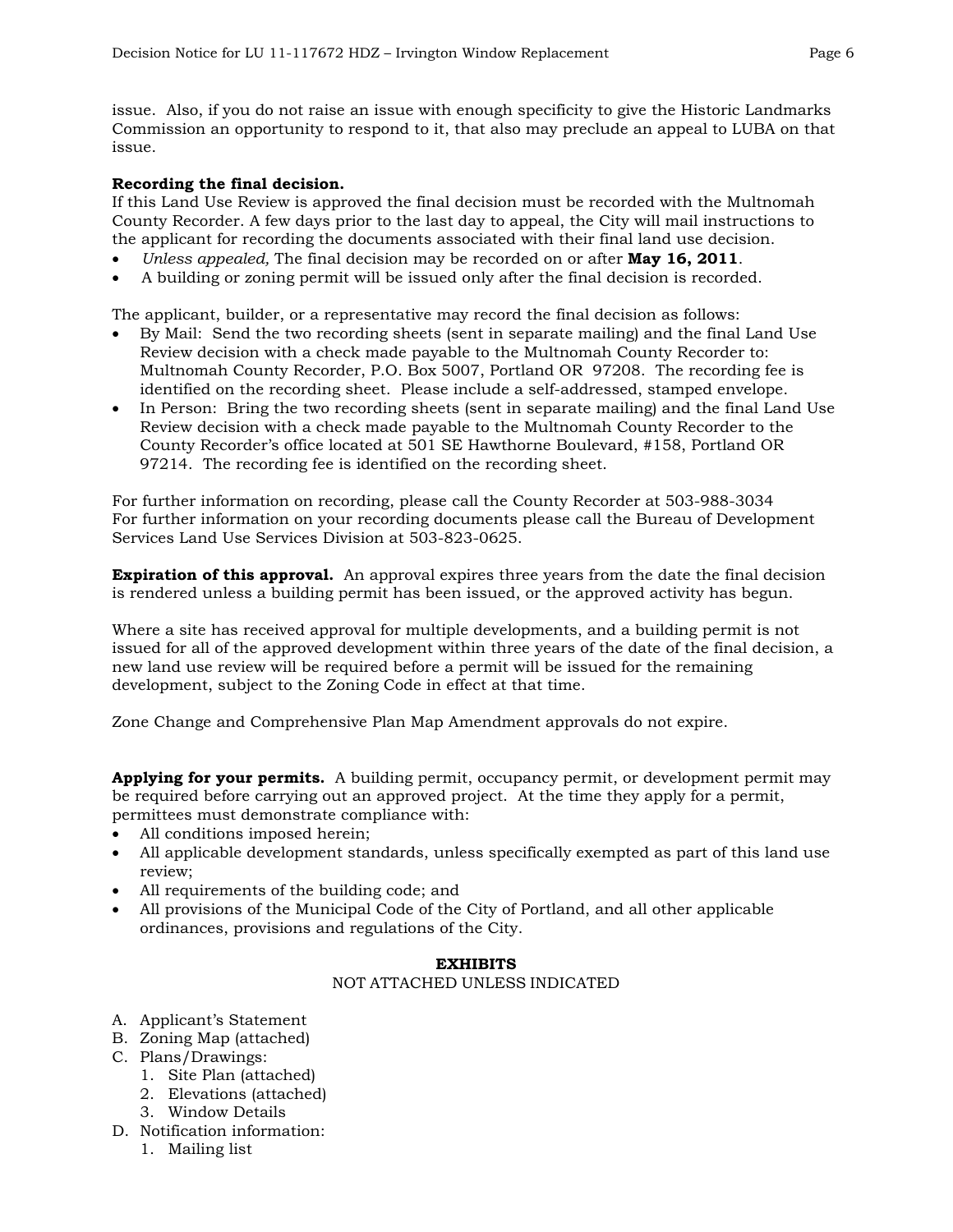issue. Also, if you do not raise an issue with enough specificity to give the Historic Landmarks Commission an opportunity to respond to it, that also may preclude an appeal to LUBA on that issue.

**Recording the final decision.**
If this Land Use Review is approved the final decision must be recorded with the Multnomah County Recorder. A few days prior to the last day to appeal, the City will mail instructions to the applicant for recording the documents associated with their final land use decision.

- *Unless appealed,* The final decision may be recorded on or after **May 16, 2011**.
- A building or zoning permit will be issued only after the final decision is recorded.

The applicant, builder, or a representative may record the final decision as follows:

- By Mail: Send the two recording sheets (sent in separate mailing) and the final Land Use Review decision with a check made payable to the Multnomah County Recorder to: Multnomah County Recorder, P.O. Box 5007, Portland OR 97208. The recording fee is identified on the recording sheet. Please include a self-addressed, stamped envelope.
- In Person: Bring the two recording sheets (sent in separate mailing) and the final Land Use Review decision with a check made payable to the Multnomah County Recorder to the County Recorder's office located at 501 SE Hawthorne Boulevard, #158, Portland OR 97214. The recording fee is identified on the recording sheet.

For further information on recording, please call the County Recorder at 503-988-3034
For further information on your recording documents please call the Bureau of Development Services Land Use Services Division at 503-823-0625.

**Expiration of this approval.** An approval expires three years from the date the final decision is rendered unless a building permit has been issued, or the approved activity has begun.

Where a site has received approval for multiple developments, and a building permit is not issued for all of the approved development within three years of the date of the final decision, a new land use review will be required before a permit will be issued for the remaining development, subject to the Zoning Code in effect at that time.

Zone Change and Comprehensive Plan Map Amendment approvals do not expire.

**Applying for your permits.** A building permit, occupancy permit, or development permit may be required before carrying out an approved project. At the time they apply for a permit, permittees must demonstrate compliance with:

- All conditions imposed herein;
- All applicable development standards, unless specifically exempted as part of this land use review;
- All requirements of the building code; and
- All provisions of the Municipal Code of the City of Portland, and all other applicable ordinances, provisions and regulations of the City.

**EXHIBITS**
NOT ATTACHED UNLESS INDICATED

A. Applicant's Statement
B. Zoning Map (attached)
C. Plans/Drawings:
   1. Site Plan (attached)
   2. Elevations (attached)
   3. Window Details
D. Notification information:
   1. Mailing list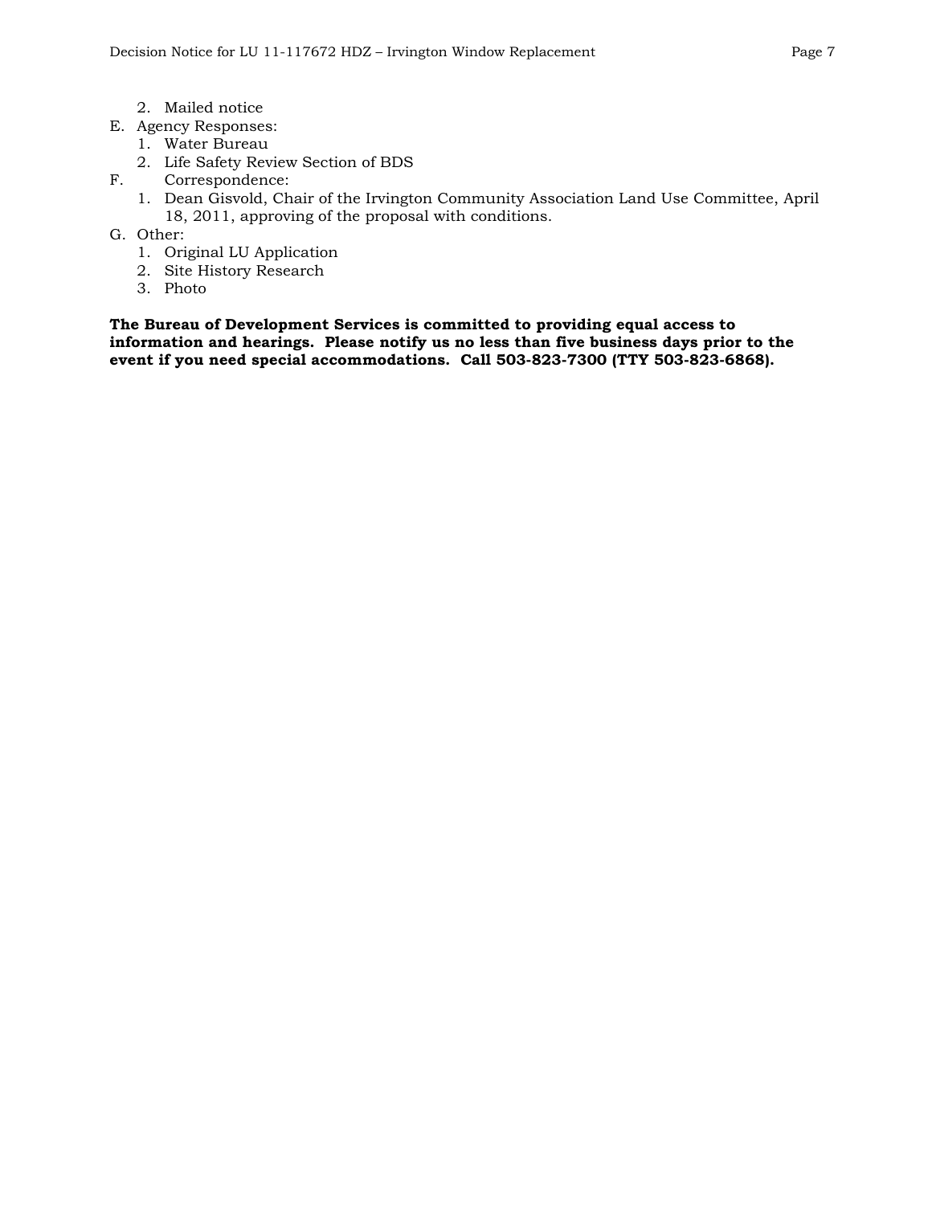2. Mailed notice
E. Agency Responses:
   1. Water Bureau
   2. Life Safety Review Section of BDS
F. Correspondence:
   1. Dean Gisvold, Chair of the Irvington Community Association Land Use Committee, April 18, 2011, approving of the proposal with conditions.
G. Other:
   1. Original LU Application
   2. Site History Research
   3. Photo

**The Bureau of Development Services is committed to providing equal access to information and hearings. Please notify us no less than five business days prior to the event if you need special accommodations. Call 503-823-7300 (TTY 503-823-6868).**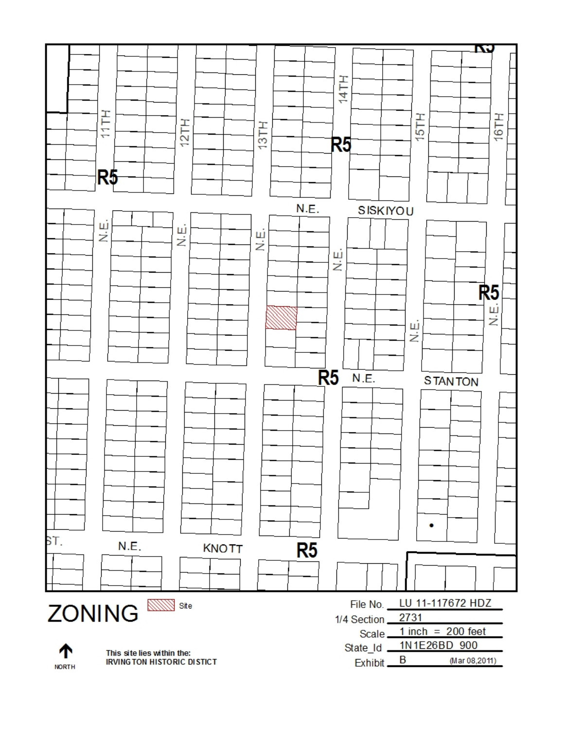N.E. SISKIYOU

N.E. STANTON

N.E. KNOTT

11TH

12TH

13TH

14TH

15TH

16TH

R5

# ZONING

Site

This site lies within the:
IRVINGTON HISTORIC DISTICT

NORTH

File No. LU 11-117672 HDZ

1/4 Section 2731

Scale 1 inch = 200 feet

State_Id 1N1E26BD 900

Exhibit B (Mar 08,2011)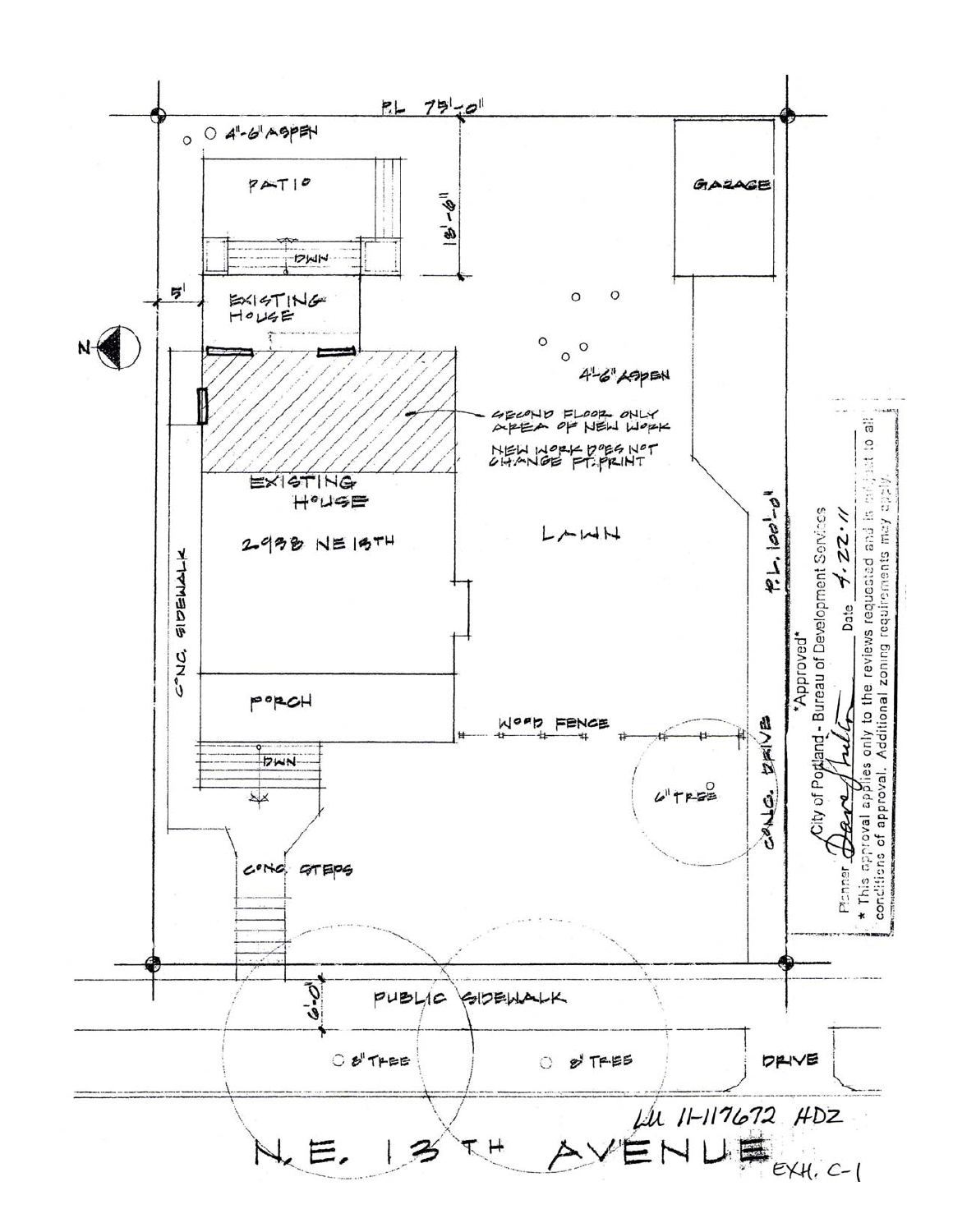P.L 75'-0"

4"-6" ASPEN

PATIO

18'-6"

DWN

GARAGE

5'

EXISTING HOUSE

N

4"-6" ASPEN

SECOND FLOOR ONLY AREA OF NEW WORK

NEW WORK DOES NOT CHANGE FT. PRINT

EXISTING HOUSE

2938 NE 13TH

LAWN

P.L. 100'-0"

CONC. SIDEWALK

PORCH

WOOD FENCE

DWN

6" TREE

CONC. DRIVE

CONC. STEPS

*Approved*
City of Portland - Bureau of Development Services
Planner Dave Skilton Date 4.22.11
* This approval applies only to the reviews requested and is subject to all conditions of approval. Additional zoning requirements may apply.

6'-0"

PUBLIC SIDEWALK

8" TREE

8" TREE

DRIVE

LU 11-117672 HDZ

N.E. 13TH AVENUE

EXH. C-1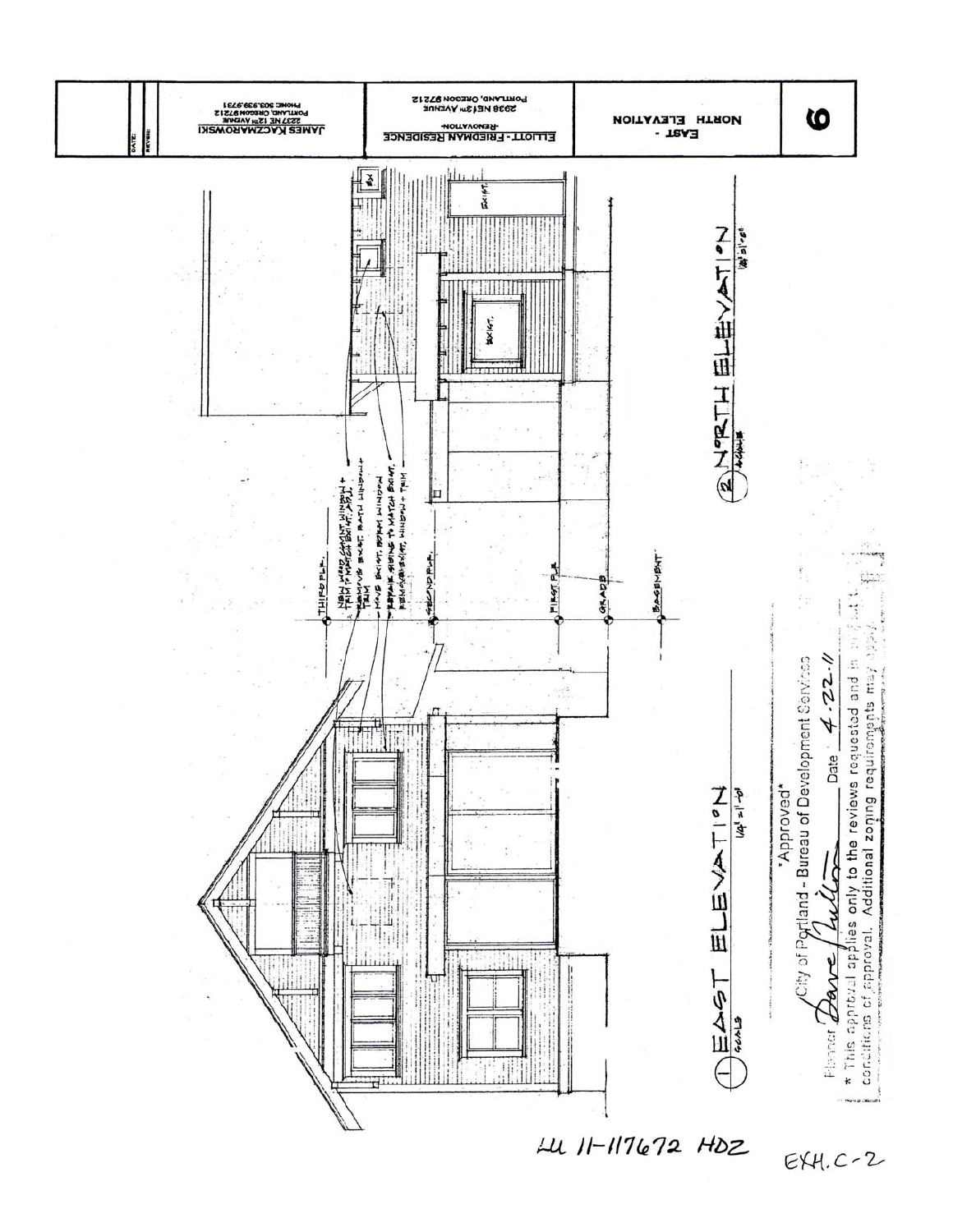6

EAST - NORTH ELEVATION

ELLIOTT - FRIEDMAN RESIDENCE
-RENOVATION-
2938 NE 13th AVENUE
PORTLAND, OREGON 97212

JAMES KACZMAROWSKI
2227 NE 12th AVENUE
PORTLAND, OREGON 97212
PHONE 503.939.9731

DATE:
REVISE:

THIRD FLR.

NEW WOOD CASMT WINDOW + TRIM TO MATCH EXIST. ARCH.

REMOVE EXIST. BATH WINDOW + TRIM

MOVE EXIST. BDRM WINDOW

REPAIR SIDING TO MATCH EXIST.

REMOVE EXIST. WINDOW + TRIM

SECOND FLR.

FIRST FLR

GRADE

BASEMENT

EXIST.

EXIST.

EXIST.

1 EAST ELEVATION
SCALE 1/4" = 1'-0"

2 NORTH ELEVATION
SCALE 1/4" = 1'-0"

"Approved"
City of Portland - Bureau of Development Services
Planner Dave Skilton Date 4.22.11
* This approval applies only to the reviews requested and is subject to all conditions of approval. Additional zoning requirements may apply.

LU 11-117672 HDZ

EXH. C-2